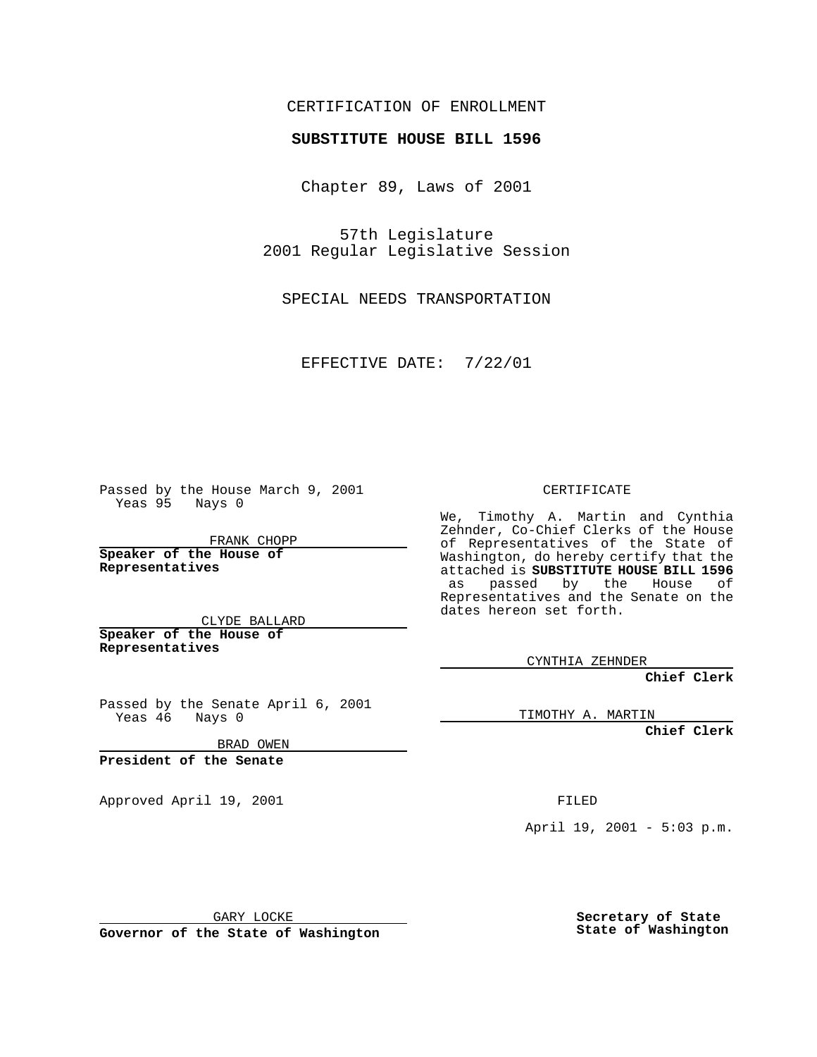CERTIFICATION OF ENROLLMENT

**SUBSTITUTE HOUSE BILL 1596**

Chapter 89, Laws of 2001

57th Legislature
2001 Regular Legislative Session

SPECIAL NEEDS TRANSPORTATION

EFFECTIVE DATE: 7/22/01

Passed by the House March 9, 2001
Yeas 95 Nays 0

FRANK CHOPP

**Speaker of the House of Representatives**

CLYDE BALLARD

**Speaker of the House of Representatives**

Passed by the Senate April 6, 2001
Yeas 46 Nays 0

BRAD OWEN

**President of the Senate**

Approved April 19, 2001

GARY LOCKE

**Governor of the State of Washington**

CERTIFICATE

We, Timothy A. Martin and Cynthia Zehnder, Co-Chief Clerks of the House of Representatives of the State of Washington, do hereby certify that the attached is **SUBSTITUTE HOUSE BILL 1596** as passed by the House of Representatives and the Senate on the dates hereon set forth.

CYNTHIA ZEHNDER

**Chief Clerk**

TIMOTHY A. MARTIN

**Chief Clerk**

FILED

April 19, 2001 - 5:03 p.m.

**Secretary of State**
**State of Washington**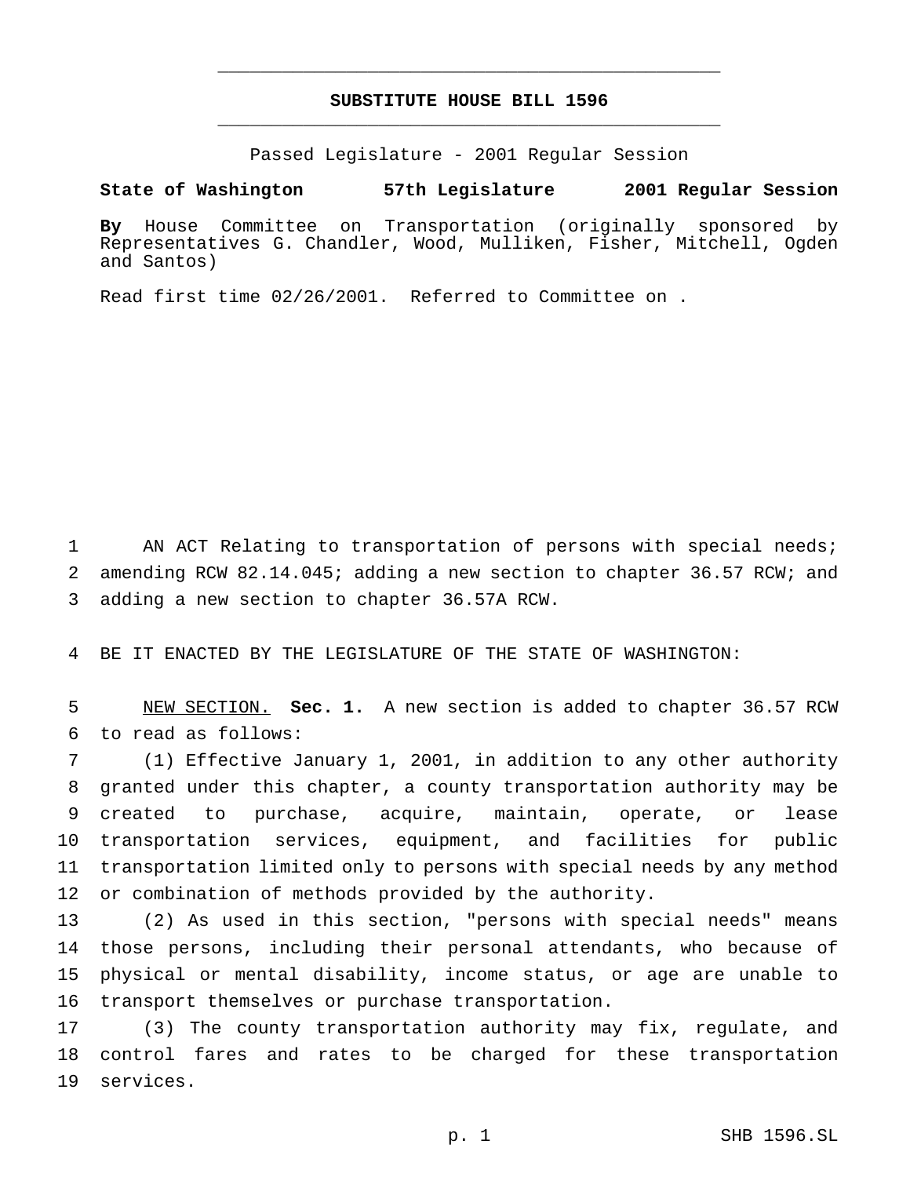# SUBSTITUTE HOUSE BILL 1596

Passed Legislature - 2001 Regular Session

**State of Washington 57th Legislature 2001 Regular Session**

**By** House Committee on Transportation (originally sponsored by Representatives G. Chandler, Wood, Mulliken, Fisher, Mitchell, Ogden and Santos)

Read first time 02/26/2001. Referred to Committee on .

AN ACT Relating to transportation of persons with special needs; amending RCW 82.14.045; adding a new section to chapter 36.57 RCW; and adding a new section to chapter 36.57A RCW.

BE IT ENACTED BY THE LEGISLATURE OF THE STATE OF WASHINGTON:

NEW SECTION. **Sec. 1.** A new section is added to chapter 36.57 RCW to read as follows:

(1) Effective January 1, 2001, in addition to any other authority granted under this chapter, a county transportation authority may be created to purchase, acquire, maintain, operate, or lease transportation services, equipment, and facilities for public transportation limited only to persons with special needs by any method or combination of methods provided by the authority.

(2) As used in this section, "persons with special needs" means those persons, including their personal attendants, who because of physical or mental disability, income status, or age are unable to transport themselves or purchase transportation.

(3) The county transportation authority may fix, regulate, and control fares and rates to be charged for these transportation services.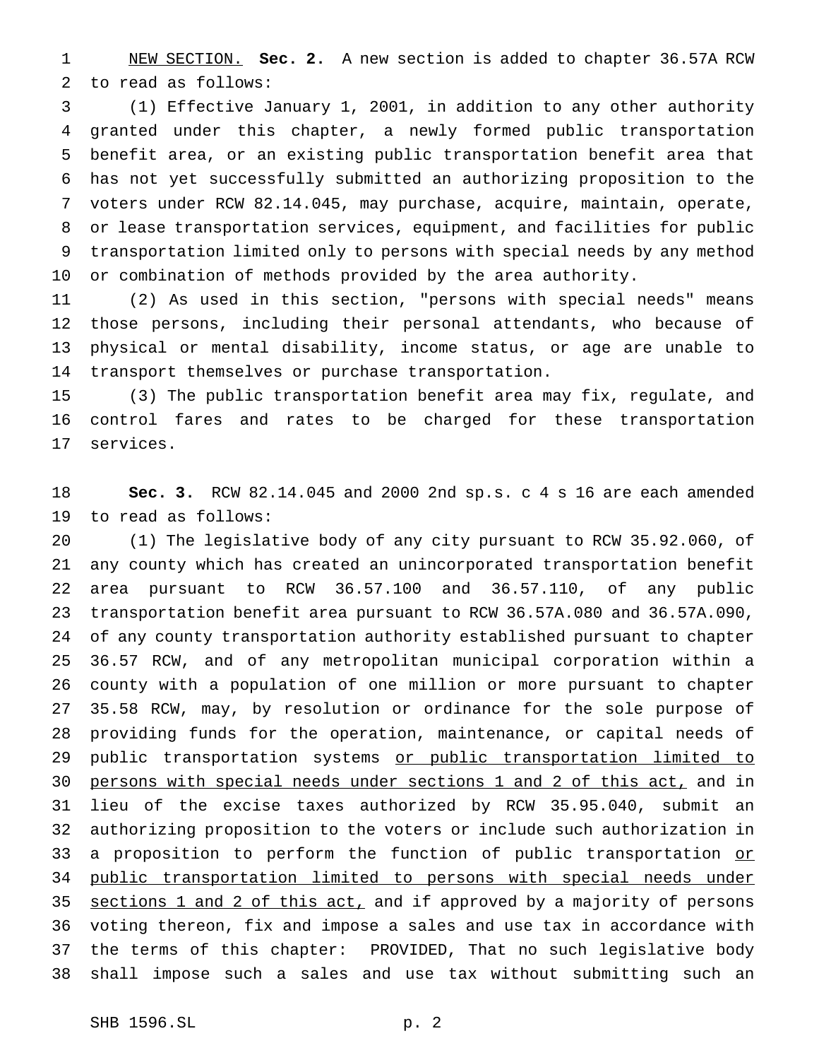NEW SECTION. **Sec. 2.** A new section is added to chapter 36.57A RCW to read as follows:

(1) Effective January 1, 2001, in addition to any other authority granted under this chapter, a newly formed public transportation benefit area, or an existing public transportation benefit area that has not yet successfully submitted an authorizing proposition to the voters under RCW 82.14.045, may purchase, acquire, maintain, operate, or lease transportation services, equipment, and facilities for public transportation limited only to persons with special needs by any method or combination of methods provided by the area authority.

(2) As used in this section, "persons with special needs" means those persons, including their personal attendants, who because of physical or mental disability, income status, or age are unable to transport themselves or purchase transportation.

(3) The public transportation benefit area may fix, regulate, and control fares and rates to be charged for these transportation services.

**Sec. 3.** RCW 82.14.045 and 2000 2nd sp.s. c 4 s 16 are each amended to read as follows:

(1) The legislative body of any city pursuant to RCW 35.92.060, of any county which has created an unincorporated transportation benefit area pursuant to RCW 36.57.100 and 36.57.110, of any public transportation benefit area pursuant to RCW 36.57A.080 and 36.57A.090, of any county transportation authority established pursuant to chapter 36.57 RCW, and of any metropolitan municipal corporation within a county with a population of one million or more pursuant to chapter 35.58 RCW, may, by resolution or ordinance for the sole purpose of providing funds for the operation, maintenance, or capital needs of public transportation systems or public transportation limited to persons with special needs under sections 1 and 2 of this act, and in lieu of the excise taxes authorized by RCW 35.95.040, submit an authorizing proposition to the voters or include such authorization in a proposition to perform the function of public transportation or public transportation limited to persons with special needs under sections 1 and 2 of this act, and if approved by a majority of persons voting thereon, fix and impose a sales and use tax in accordance with the terms of this chapter: PROVIDED, That no such legislative body shall impose such a sales and use tax without submitting such an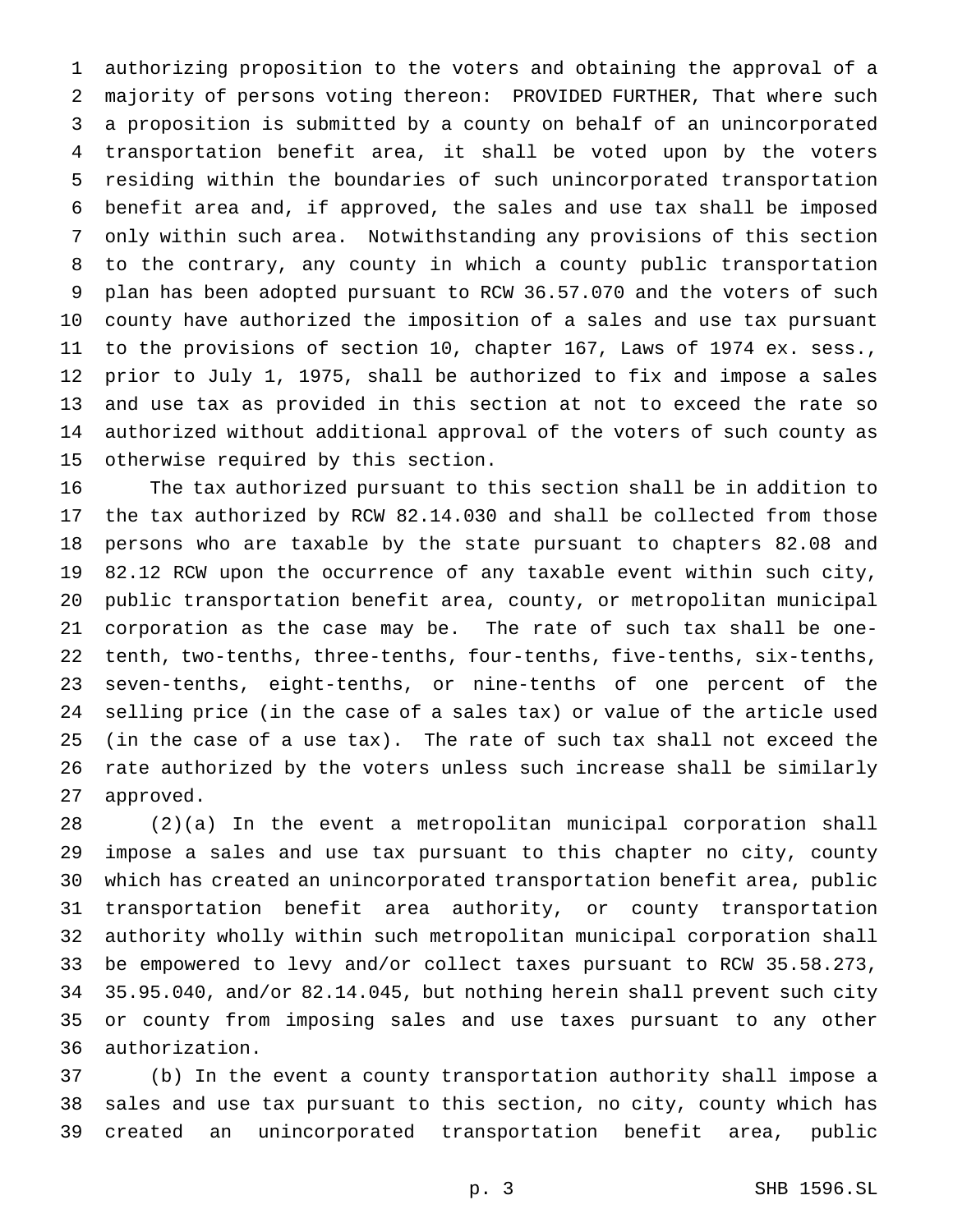authorizing proposition to the voters and obtaining the approval of a majority of persons voting thereon: PROVIDED FURTHER, That where such a proposition is submitted by a county on behalf of an unincorporated transportation benefit area, it shall be voted upon by the voters residing within the boundaries of such unincorporated transportation benefit area and, if approved, the sales and use tax shall be imposed only within such area. Notwithstanding any provisions of this section to the contrary, any county in which a county public transportation plan has been adopted pursuant to RCW 36.57.070 and the voters of such county have authorized the imposition of a sales and use tax pursuant to the provisions of section 10, chapter 167, Laws of 1974 ex. sess., prior to July 1, 1975, shall be authorized to fix and impose a sales and use tax as provided in this section at not to exceed the rate so authorized without additional approval of the voters of such county as otherwise required by this section.

The tax authorized pursuant to this section shall be in addition to the tax authorized by RCW 82.14.030 and shall be collected from those persons who are taxable by the state pursuant to chapters 82.08 and 82.12 RCW upon the occurrence of any taxable event within such city, public transportation benefit area, county, or metropolitan municipal corporation as the case may be. The rate of such tax shall be one-tenth, two-tenths, three-tenths, four-tenths, five-tenths, six-tenths, seven-tenths, eight-tenths, or nine-tenths of one percent of the selling price (in the case of a sales tax) or value of the article used (in the case of a use tax). The rate of such tax shall not exceed the rate authorized by the voters unless such increase shall be similarly approved.

(2)(a) In the event a metropolitan municipal corporation shall impose a sales and use tax pursuant to this chapter no city, county which has created an unincorporated transportation benefit area, public transportation benefit area authority, or county transportation authority wholly within such metropolitan municipal corporation shall be empowered to levy and/or collect taxes pursuant to RCW 35.58.273, 35.95.040, and/or 82.14.045, but nothing herein shall prevent such city or county from imposing sales and use taxes pursuant to any other authorization.

(b) In the event a county transportation authority shall impose a sales and use tax pursuant to this section, no city, county which has created an unincorporated transportation benefit area, public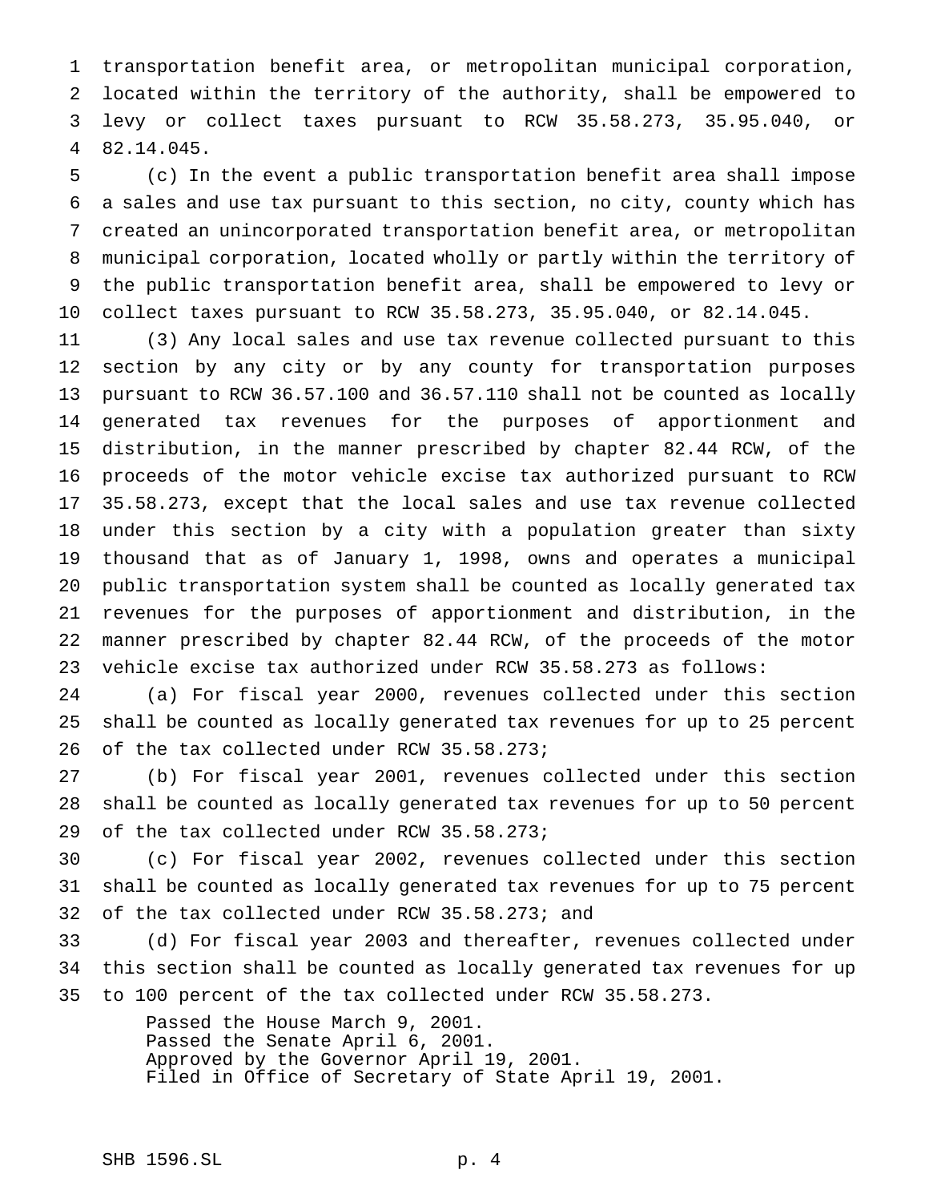transportation benefit area, or metropolitan municipal corporation, located within the territory of the authority, shall be empowered to levy or collect taxes pursuant to RCW 35.58.273, 35.95.040, or 82.14.045.

(c) In the event a public transportation benefit area shall impose a sales and use tax pursuant to this section, no city, county which has created an unincorporated transportation benefit area, or metropolitan municipal corporation, located wholly or partly within the territory of the public transportation benefit area, shall be empowered to levy or collect taxes pursuant to RCW 35.58.273, 35.95.040, or 82.14.045.

(3) Any local sales and use tax revenue collected pursuant to this section by any city or by any county for transportation purposes pursuant to RCW 36.57.100 and 36.57.110 shall not be counted as locally generated tax revenues for the purposes of apportionment and distribution, in the manner prescribed by chapter 82.44 RCW, of the proceeds of the motor vehicle excise tax authorized pursuant to RCW 35.58.273, except that the local sales and use tax revenue collected under this section by a city with a population greater than sixty thousand that as of January 1, 1998, owns and operates a municipal public transportation system shall be counted as locally generated tax revenues for the purposes of apportionment and distribution, in the manner prescribed by chapter 82.44 RCW, of the proceeds of the motor vehicle excise tax authorized under RCW 35.58.273 as follows:

(a) For fiscal year 2000, revenues collected under this section shall be counted as locally generated tax revenues for up to 25 percent of the tax collected under RCW 35.58.273;

(b) For fiscal year 2001, revenues collected under this section shall be counted as locally generated tax revenues for up to 50 percent of the tax collected under RCW 35.58.273;

(c) For fiscal year 2002, revenues collected under this section shall be counted as locally generated tax revenues for up to 75 percent of the tax collected under RCW 35.58.273; and

(d) For fiscal year 2003 and thereafter, revenues collected under this section shall be counted as locally generated tax revenues for up to 100 percent of the tax collected under RCW 35.58.273.

Passed the House March 9, 2001.
Passed the Senate April 6, 2001.
Approved by the Governor April 19, 2001.
Filed in Office of Secretary of State April 19, 2001.